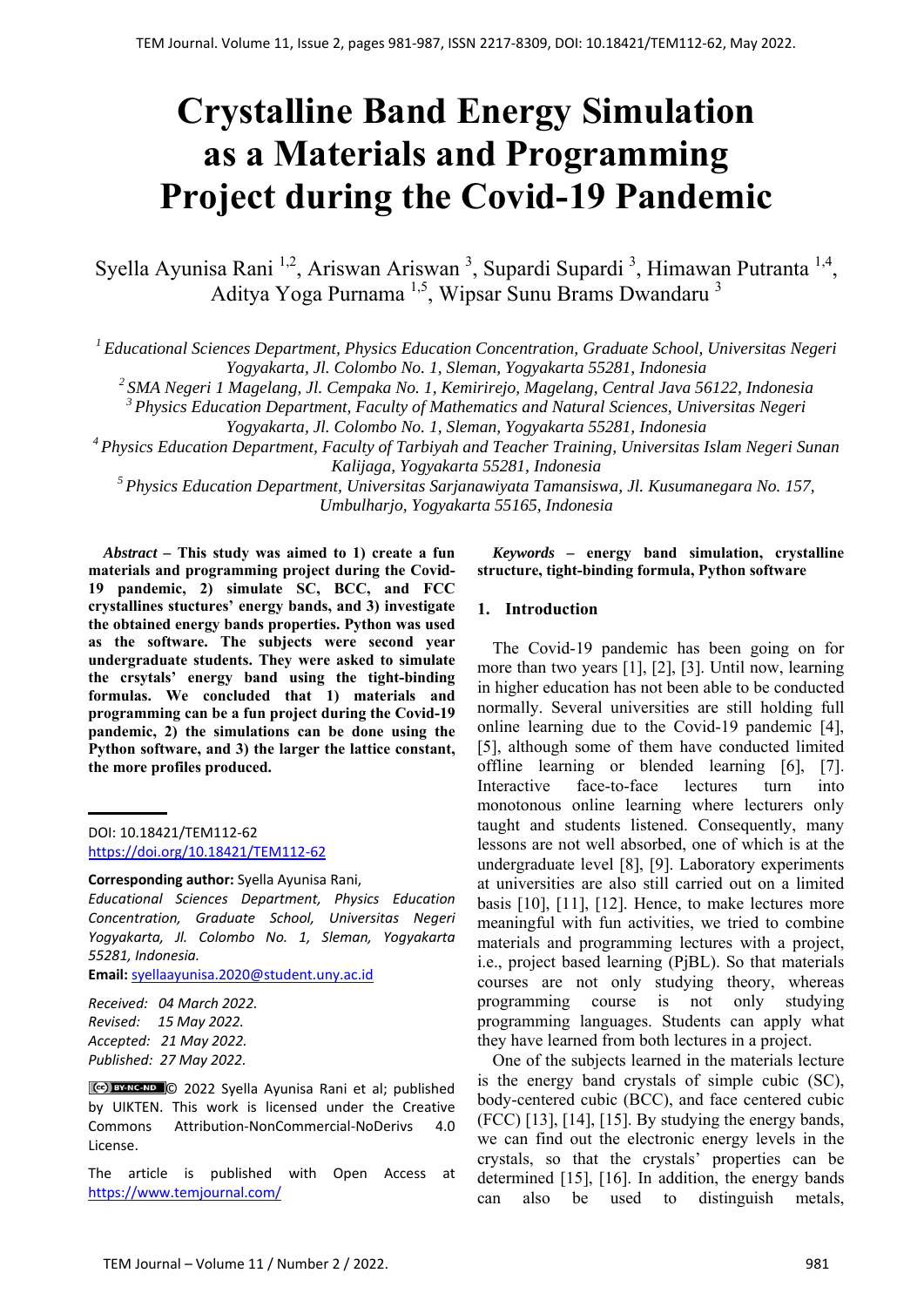# Crystalline Band Energy Simulation as a Materials and Programming Project during the Covid-19 Pandemic

Syella Ayunisa Rani [1,2], Ariswan Ariswan [3], Supardi Supardi [3], Himawan Putranta [1,4], Aditya Yoga Purnama [1,5], Wipsar Sunu Brams Dwandaru [3]

[1] *Educational Sciences Department, Physics Education Concentration, Graduate School, Universitas Negeri Yogyakarta, Jl. Colombo No. 1, Sleman, Yogyakarta 55281, Indonesia*
[2] *SMA Negeri 1 Magelang, Jl. Cempaka No. 1, Kemirirejo, Magelang, Central Java 56122, Indonesia*
[3] *Physics Education Department, Faculty of Mathematics and Natural Sciences, Universitas Negeri Yogyakarta, Jl. Colombo No. 1, Sleman, Yogyakarta 55281, Indonesia*
[4] *Physics Education Department, Faculty of Tarbiyah and Teacher Training, Universitas Islam Negeri Sunan Kalijaga, Yogyakarta 55281, Indonesia*
[5] *Physics Education Department, Universitas Sarjanawiyata Tamansiswa, Jl. Kusumanegara No. 157, Umbulharjo, Yogyakarta 55165, Indonesia*

***Abstract*** **– This study was aimed to 1) create a fun materials and programming project during the Covid-19 pandemic, 2) simulate SC, BCC, and FCC crystallines stuctures' energy bands, and 3) investigate the obtained energy bands properties. Python was used as the software. The subjects were second year undergraduate students. They were asked to simulate the crsytals' energy band using the tight-binding formulas. We concluded that 1) materials and programming can be a fun project during the Covid-19 pandemic, 2) the simulations can be done using the Python software, and 3) the larger the lattice constant, the more profiles produced.**

DOI: 10.18421/TEM112-62
https://doi.org/10.18421/TEM112-62

**Corresponding author:** Syella Ayunisa Rani,
*Educational Sciences Department, Physics Education Concentration, Graduate School, Universitas Negeri Yogyakarta, Jl. Colombo No. 1, Sleman, Yogyakarta 55281, Indonesia.*
**Email:** syellaayunisa.2020@student.uny.ac.id

*Received: 04 March 2022.*
*Revised: 15 May 2022.*
*Accepted: 21 May 2022.*
*Published: 27 May 2022.*

© 2022 Syella Ayunisa Rani et al; published by UIKTEN. This work is licensed under the Creative Commons Attribution-NonCommercial-NoDerivs 4.0 License.

The article is published with Open Access at https://www.temjournal.com/

***Keywords*** **– energy band simulation, crystalline structure, tight-binding formula, Python software**

## 1. Introduction

The Covid-19 pandemic has been going on for more than two years [1], [2], [3]. Until now, learning in higher education has not been able to be conducted normally. Several universities are still holding full online learning due to the Covid-19 pandemic [4], [5], although some of them have conducted limited offline learning or blended learning [6], [7]. Interactive face-to-face lectures turn into monotonous online learning where lecturers only taught and students listened. Consequently, many lessons are not well absorbed, one of which is at the undergraduate level [8], [9]. Laboratory experiments at universities are also still carried out on a limited basis [10], [11], [12]. Hence, to make lectures more meaningful with fun activities, we tried to combine materials and programming lectures with a project, i.e., project based learning (PjBL). So that materials courses are not only studying theory, whereas programming course is not only studying programming languages. Students can apply what they have learned from both lectures in a project.

One of the subjects learned in the materials lecture is the energy band crystals of simple cubic (SC), body-centered cubic (BCC), and face centered cubic (FCC) [13], [14], [15]. By studying the energy bands, we can find out the electronic energy levels in the crystals, so that the crystals' properties can be determined [15], [16]. In addition, the energy bands can also be used to distinguish metals,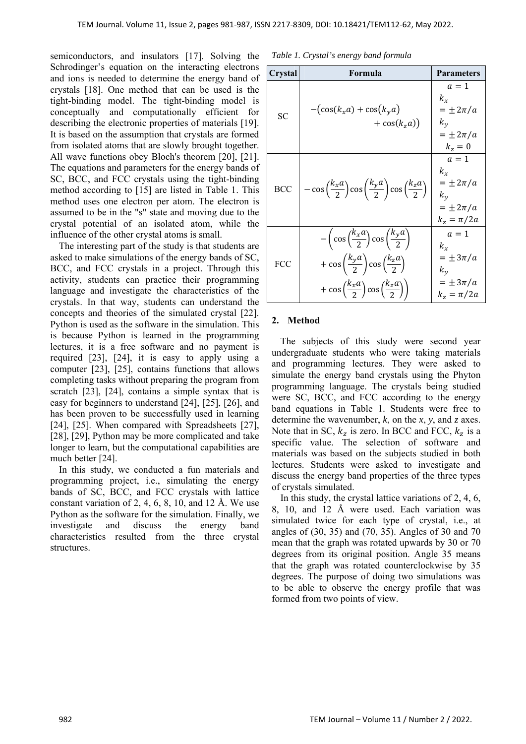semiconductors, and insulators [17]. Solving the Schrodinger's equation on the interacting electrons and ions is needed to determine the energy band of crystals [18]. One method that can be used is the tight-binding model. The tight-binding model is conceptually and computationally efficient for describing the electronic properties of materials [19]. It is based on the assumption that crystals are formed from isolated atoms that are slowly brought together. All wave functions obey Bloch's theorem [20], [21]. The equations and parameters for the energy bands of SC, BCC, and FCC crystals using the tight-binding method according to [15] are listed in Table 1. This method uses one electron per atom. The electron is assumed to be in the "s" state and moving due to the crystal potential of an isolated atom, while the influence of the other crystal atoms is small.

The interesting part of the study is that students are asked to make simulations of the energy bands of SC, BCC, and FCC crystals in a project. Through this activity, students can practice their programming language and investigate the characteristics of the crystals. In that way, students can understand the concepts and theories of the simulated crystal [22]. Python is used as the software in the simulation. This is because Python is learned in the programming lectures, it is a free software and no payment is required [23], [24], it is easy to apply using a computer [23], [25], contains functions that allows completing tasks without preparing the program from scratch [23], [24], contains a simple syntax that is easy for beginners to understand [24], [25], [26], and has been proven to be successfully used in learning [24], [25]. When compared with Spreadsheets [27], [28], [29], Python may be more complicated and take longer to learn, but the computational capabilities are much better [24].

In this study, we conducted a fun materials and programming project, i.e., simulating the energy bands of SC, BCC, and FCC crystals with lattice constant variation of 2, 4, 6, 8, 10, and 12 Å. We use Python as the software for the simulation. Finally, we investigate and discuss the energy band characteristics resulted from the three crystal structures.

*Table 1. Crystal's energy band formula*

| Crystal | Formula | Parameters |
|---|---|---|
| SC | $-\left(\cos(k_x a) + \cos(k_y a) + \cos(k_z a)\right)$ | $a = 1$, $k_x = \pm 2\pi/a$, $k_y = \pm 2\pi/a$, $k_z = 0$ |
| BCC | $-\cos\left(\frac{k_x a}{2}\right)\cos\left(\frac{k_y a}{2}\right)\cos\left(\frac{k_z a}{2}\right)$ | $a = 1$, $k_x = \pm 2\pi/a$, $k_y = \pm 2\pi/a$, $k_z = \pi/2a$ |
| FCC | $-\left(\cos\left(\frac{k_x a}{2}\right)\cos\left(\frac{k_y a}{2}\right) + \cos\left(\frac{k_y a}{2}\right)\cos\left(\frac{k_z a}{2}\right) + \cos\left(\frac{k_x a}{2}\right)\cos\left(\frac{k_z a}{2}\right)\right)$ | $a = 1$, $k_x = \pm 3\pi/a$, $k_y = \pm 3\pi/a$, $k_z = \pi/2a$ |

## 2. Method

The subjects of this study were second year undergraduate students who were taking materials and programming lectures. They were asked to simulate the energy band crystals using the Phyton programming language. The crystals being studied were SC, BCC, and FCC according to the energy band equations in Table 1. Students were free to determine the wavenumber, *k*, on the *x*, *y*, and *z* axes. Note that in SC, $k_z$ is zero. In BCC and FCC, $k_z$ is a specific value. The selection of software and materials was based on the subjects studied in both lectures. Students were asked to investigate and discuss the energy band properties of the three types of crystals simulated.

In this study, the crystal lattice variations of 2, 4, 6, 8, 10, and 12 Å were used. Each variation was simulated twice for each type of crystal, i.e., at angles of (30, 35) and (70, 35). Angles of 30 and 70 mean that the graph was rotated upwards by 30 or 70 degrees from its original position. Angle 35 means that the graph was rotated counterclockwise by 35 degrees. The purpose of doing two simulations was to be able to observe the energy profile that was formed from two points of view.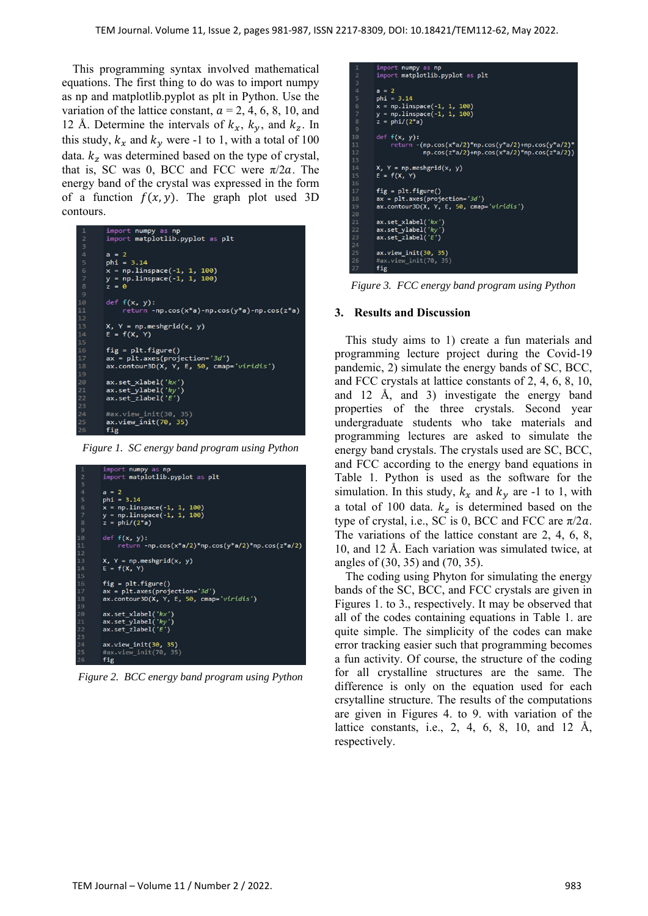This programming syntax involved mathematical equations. The first thing to do was to import numpy as np and matplotlib.pyplot as plt in Python. Use the variation of the lattice constant, $a$ = 2, 4, 6, 8, 10, and 12 Å. Determine the intervals of $k_x$, $k_y$, and $k_z$. In this study, $k_x$ and $k_y$ were -1 to 1, with a total of 100 data. $k_z$ was determined based on the type of crystal, that is, SC was 0, BCC and FCC were $\pi/2a$. The energy band of the crystal was expressed in the form of a function $f(x, y)$. The graph plot used 3D contours.

```
import numpy as np
import matplotlib.pyplot as plt

a = 2
phi = 3.14
x = np.linspace(-1, 1, 100)
y = np.linspace(-1, 1, 100)
z = 0

def f(x, y):
    return -np.cos(x*a)-np.cos(y*a)-np.cos(z*a)

X, Y = np.meshgrid(x, y)
E = f(X, Y)

fig = plt.figure()
ax = plt.axes(projection='3d')
ax.contour3D(X, Y, E, 50, cmap='viridis')

ax.set_xlabel('kx')
ax.set_ylabel('ky')
ax.set_zlabel('E')

#ax.view_init(30, 35)
ax.view_init(70, 35)
fig
```

*Figure 1. SC energy band program using Python*

```
import numpy as np
import matplotlib.pyplot as plt

a = 2
phi = 3.14
x = np.linspace(-1, 1, 100)
y = np.linspace(-1, 1, 100)
z = phi/(2*a)

def f(x, y):
    return -np.cos(x*a/2)*np.cos(y*a/2)*np.cos(z*a/2)

X, Y = np.meshgrid(x, y)
E = f(X, Y)

fig = plt.figure()
ax = plt.axes(projection='3d')
ax.contour3D(X, Y, E, 50, cmap='viridis')

ax.set_xlabel('kx')
ax.set_ylabel('ky')
ax.set_zlabel('E')

ax.view_init(30, 35)
#ax.view_init(70, 35)
fig
```

*Figure 2. BCC energy band program using Python*

```
import numpy as np
import matplotlib.pyplot as plt

a = 2
phi = 3.14
x = np.linspace(-1, 1, 100)
y = np.linspace(-1, 1, 100)
z = phi/(2*a)

def f(x, y):
    return -(np.cos(x*a/2)*np.cos(y*a/2)+np.cos(y*a/2)*
           np.cos(z*a/2)+np.cos(z*a/2)*np.cos(x*a/2))

X, Y = np.meshgrid(x, y)
E = f(X, Y)

fig = plt.figure()
ax = plt.axes(projection='3d')
ax.contour3D(X, Y, E, 50, cmap='viridis')

ax.set_xlabel('kx')
ax.set_ylabel('ky')
ax.set_zlabel('E')

ax.view_init(30, 35)
#ax.view_init(70, 35)
fig
```

*Figure 3. FCC energy band program using Python*

## 3. Results and Discussion

This study aims to 1) create a fun materials and programming lecture project during the Covid-19 pandemic, 2) simulate the energy bands of SC, BCC, and FCC crystals at lattice constants of 2, 4, 6, 8, 10, and 12 Å, and 3) investigate the energy band properties of the three crystals. Second year undergraduate students who take materials and programming lectures are asked to simulate the energy band crystals. The crystals used are SC, BCC, and FCC according to the energy band equations in Table 1. Python is used as the software for the simulation. In this study, $k_x$ and $k_y$ are -1 to 1, with a total of 100 data. $k_z$ is determined based on the type of crystal, i.e., SC is 0, BCC and FCC are $\pi/2a$. The variations of the lattice constant are 2, 4, 6, 8, 10, and 12 Å. Each variation was simulated twice, at angles of (30, 35) and (70, 35).

The coding using Phyton for simulating the energy bands of the SC, BCC, and FCC crystals are given in Figures 1. to 3., respectively. It may be observed that all of the codes containing equations in Table 1. are quite simple. The simplicity of the codes can make error tracking easier such that programming becomes a fun activity. Of course, the structure of the coding for all crystalline structures are the same. The difference is only on the equation used for each crsytalline structure. The results of the computations are given in Figures 4. to 9. with variation of the lattice constants, i.e., 2, 4, 6, 8, 10, and 12 Å, respectively.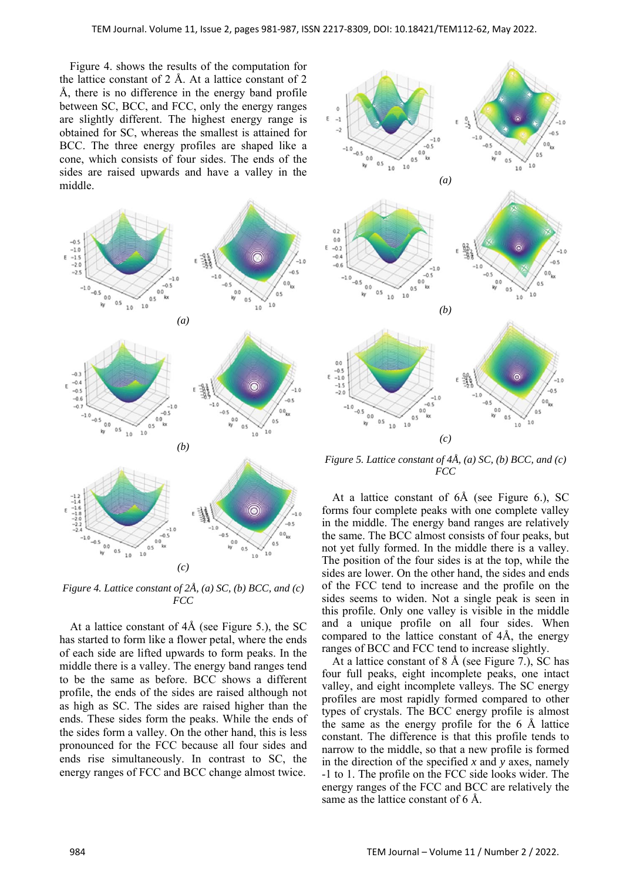Figure 4. shows the results of the computation for the lattice constant of 2 Å. At a lattice constant of 2 Å, there is no difference in the energy band profile between SC, BCC, and FCC, only the energy ranges are slightly different. The highest energy range is obtained for SC, whereas the smallest is attained for BCC. The three energy profiles are shaped like a cone, which consists of four sides. The ends of the sides are raised upwards and have a valley in the middle.

*(a)*

*(b)*

*(c)*

*Figure 4. Lattice constant of 2Å, (a) SC, (b) BCC, and (c) FCC*

At a lattice constant of 4Å (see Figure 5.), the SC has started to form like a flower petal, where the ends of each side are lifted upwards to form peaks. In the middle there is a valley. The energy band ranges tend to be the same as before. BCC shows a different profile, the ends of the sides are raised although not as high as SC. The sides are raised higher than the ends. These sides form the peaks. While the ends of the sides form a valley. On the other hand, this is less pronounced for the FCC because all four sides and ends rise simultaneously. In contrast to SC, the energy ranges of FCC and BCC change almost twice.

*(a)*

*(b)*

*(c)*

*Figure 5. Lattice constant of 4Å, (a) SC, (b) BCC, and (c) FCC*

At a lattice constant of 6Å (see Figure 6.), SC forms four complete peaks with one complete valley in the middle. The energy band ranges are relatively the same. The BCC almost consists of four peaks, but not yet fully formed. In the middle there is a valley. The position of the four sides is at the top, while the sides are lower. On the other hand, the sides and ends of the FCC tend to increase and the profile on the sides seems to widen. Not a single peak is seen in this profile. Only one valley is visible in the middle and a unique profile on all four sides. When compared to the lattice constant of 4Å, the energy ranges of BCC and FCC tend to increase slightly.

At a lattice constant of 8 Å (see Figure 7.), SC has four full peaks, eight incomplete peaks, one intact valley, and eight incomplete valleys. The SC energy profiles are most rapidly formed compared to other types of crystals. The BCC energy profile is almost the same as the energy profile for the 6 Å lattice constant. The difference is that this profile tends to narrow to the middle, so that a new profile is formed in the direction of the specified *x* and *y* axes, namely -1 to 1. The profile on the FCC side looks wider. The energy ranges of the FCC and BCC are relatively the same as the lattice constant of 6 Å.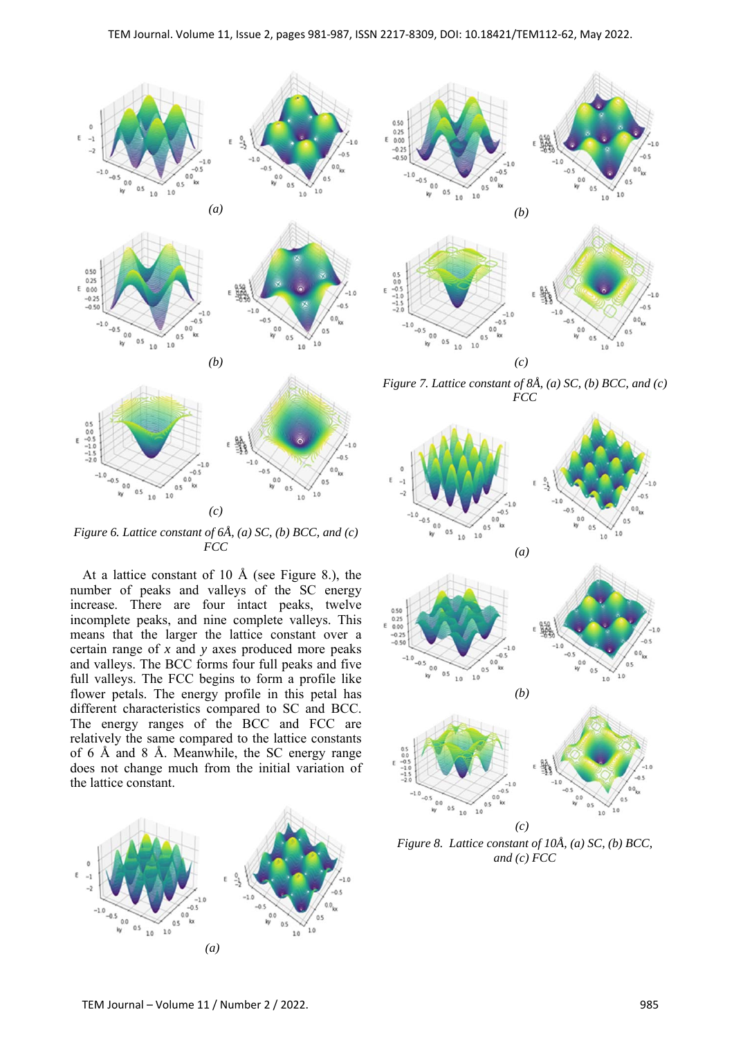*(a)*

*(b)*

*(c)*

*Figure 6. Lattice constant of 6Å, (a) SC, (b) BCC, and (c) FCC*

At a lattice constant of 10 Å (see Figure 8.), the number of peaks and valleys of the SC energy increase. There are four intact peaks, twelve incomplete peaks, and nine complete valleys. This means that the larger the lattice constant over a certain range of *x* and *y* axes produced more peaks and valleys. The BCC forms four full peaks and five full valleys. The FCC begins to form a profile like flower petals. The energy profile in this petal has different characteristics compared to SC and BCC. The energy ranges of the BCC and FCC are relatively the same compared to the lattice constants of 6 Å and 8 Å. Meanwhile, the SC energy range does not change much from the initial variation of the lattice constant.

*(a)*

*(b)*

*(c)*

*Figure 7. Lattice constant of 8Å, (a) SC, (b) BCC, and (c) FCC*

*(a)*

*(b)*

*(c)*

*Figure 8. Lattice constant of 10Å, (a) SC, (b) BCC, and (c) FCC*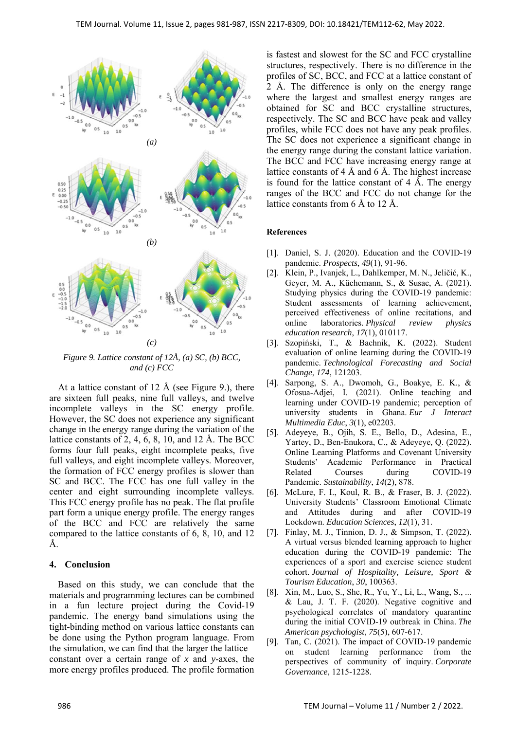*Figure 9. Lattice constant of 12Å, (a) SC, (b) BCC, and (c) FCC*

At a lattice constant of 12 Å (see Figure 9.), there are sixteen full peaks, nine full valleys, and twelve incomplete valleys in the SC energy profile. However, the SC does not experience any significant change in the energy range during the variation of the lattice constants of 2, 4, 6, 8, 10, and 12 Å. The BCC forms four full peaks, eight incomplete peaks, five full valleys, and eight incomplete valleys. Moreover, the formation of FCC energy profiles is slower than SC and BCC. The FCC has one full valley in the center and eight surrounding incomplete valleys. This FCC energy profile has no peak. The flat profile part form a unique energy profile. The energy ranges of the BCC and FCC are relatively the same compared to the lattice constants of 6, 8, 10, and 12 Å.

## 4. Conclusion

Based on this study, we can conclude that the materials and programming lectures can be combined in a fun lecture project during the Covid-19 pandemic. The energy band simulations using the tight-binding method on various lattice constants can be done using the Python program language. From the simulation, we can find that the larger the lattice constant over a certain range of $x$ and $y$-axes, the more energy profiles produced. The profile formation is fastest and slowest for the SC and FCC crystalline structures, respectively. There is no difference in the profiles of SC, BCC, and FCC at a lattice constant of 2 Å. The difference is only on the energy range where the largest and smallest energy ranges are obtained for SC and BCC crystalline structures, respectively. The SC and BCC have peak and valley profiles, while FCC does not have any peak profiles. The SC does not experience a significant change in the energy range during the constant lattice variation. The BCC and FCC have increasing energy range at lattice constants of 4 Å and 6 Å. The highest increase is found for the lattice constant of 4 Å. The energy ranges of the BCC and FCC do not change for the lattice constants from 6 Å to 12 Å.

## References

[1]. Daniel, S. J. (2020). Education and the COVID-19 pandemic. *Prospects*, *49*(1), 91-96.

[2]. Klein, P., Ivanjek, L., Dahlkemper, M. N., Jeličić, K., Geyer, M. A., Küchemann, S., & Susac, A. (2021). Studying physics during the COVID-19 pandemic: Student assessments of learning achievement, perceived effectiveness of online recitations, and online laboratories. *Physical review physics education research*, *17*(1), 010117.

[3]. Szopiński, T., & Bachnik, K. (2022). Student evaluation of online learning during the COVID-19 pandemic. *Technological Forecasting and Social Change*, *174*, 121203.

[4]. Sarpong, S. A., Dwomoh, G., Boakye, E. K., & Ofosua-Adjei, I. (2021). Online teaching and learning under COVID-19 pandemic; perception of university students in Ghana. *Eur J Interact Multimedia Educ*, *3*(1), e02203.

[5]. Adeyeye, B., Ojih, S. E., Bello, D., Adesina, E., Yartey, D., Ben-Enukora, C., & Adeyeye, Q. (2022). Online Learning Platforms and Covenant University Students' Academic Performance in Practical Related Courses during COVID-19 Pandemic. *Sustainability*, *14*(2), 878.

[6]. McLure, F. I., Koul, R. B., & Fraser, B. J. (2022). University Students' Classroom Emotional Climate and Attitudes during and after COVID-19 Lockdown. *Education Sciences*, *12*(1), 31.

[7]. Finlay, M. J., Tinnion, D. J., & Simpson, T. (2022). A virtual versus blended learning approach to higher education during the COVID-19 pandemic: The experiences of a sport and exercise science student cohort. *Journal of Hospitality, Leisure, Sport & Tourism Education*, *30*, 100363.

[8]. Xin, M., Luo, S., She, R., Yu, Y., Li, L., Wang, S., ... & Lau, J. T. F. (2020). Negative cognitive and psychological correlates of mandatory quarantine during the initial COVID-19 outbreak in China. *The American psychologist*, *75*(5), 607-617.

[9]. Tan, C. (2021). The impact of COVID-19 pandemic on student learning performance from the perspectives of community of inquiry. *Corporate Governance*, 1215-1228.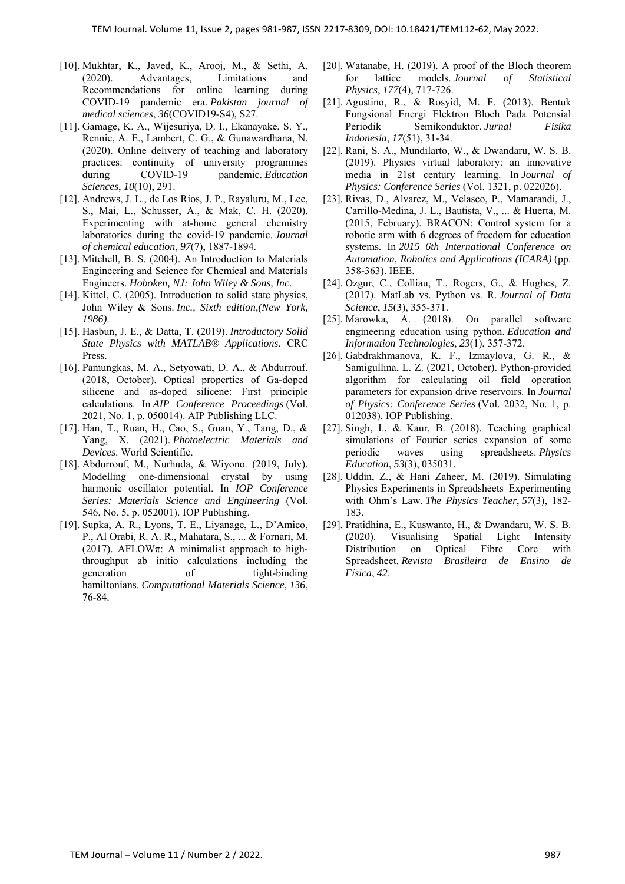[10]. Mukhtar, K., Javed, K., Arooj, M., & Sethi, A. (2020). Advantages, Limitations and Recommendations for online learning during COVID-19 pandemic era. *Pakistan journal of medical sciences*, *36*(COVID19-S4), S27.

[11]. Gamage, K. A., Wijesuriya, D. I., Ekanayake, S. Y., Rennie, A. E., Lambert, C. G., & Gunawardhana, N. (2020). Online delivery of teaching and laboratory practices: continuity of university programmes during COVID-19 pandemic. *Education Sciences*, *10*(10), 291.

[12]. Andrews, J. L., de Los Rios, J. P., Rayaluru, M., Lee, S., Mai, L., Schusser, A., & Mak, C. H. (2020). Experimenting with at-home general chemistry laboratories during the covid-19 pandemic. *Journal of chemical education*, *97*(7), 1887-1894.

[13]. Mitchell, B. S. (2004). An Introduction to Materials Engineering and Science for Chemical and Materials Engineers. *Hoboken, NJ: John Wiley & Sons, Inc*.

[14]. Kittel, C. (2005). Introduction to solid state physics, John Wiley & Sons. *Inc., Sixth edition,(New York, 1986)*.

[15]. Hasbun, J. E., & Datta, T. (2019). *Introductory Solid State Physics with MATLAB® Applications*. CRC Press.

[16]. Pamungkas, M. A., Setyowati, D. A., & Abdurrouf. (2018, October). Optical properties of Ga-doped silicene and as-doped silicene: First principle calculations. In *AIP Conference Proceedings* (Vol. 2021, No. 1, p. 050014). AIP Publishing LLC.

[17]. Han, T., Ruan, H., Cao, S., Guan, Y., Tang, D., & Yang, X. (2021). *Photoelectric Materials and Devices*. World Scientific.

[18]. Abdurrouf, M., Nurhuda, & Wiyono. (2019, July). Modelling one-dimensional crystal by using harmonic oscillator potential. In *IOP Conference Series: Materials Science and Engineering* (Vol. 546, No. 5, p. 052001). IOP Publishing.

[19]. Supka, A. R., Lyons, T. E., Liyanage, L., D'Amico, P., Al Orabi, R. A. R., Mahatara, S., ... & Fornari, M. (2017). AFLOWπ: A minimalist approach to high-throughput ab initio calculations including the generation of tight-binding hamiltonians. *Computational Materials Science*, *136*, 76-84.

[20]. Watanabe, H. (2019). A proof of the Bloch theorem for lattice models. *Journal of Statistical Physics*, *177*(4), 717-726.

[21]. Agustino, R., & Rosyid, M. F. (2013). Bentuk Fungsional Energi Elektron Bloch Pada Potensial Periodik Semikonduktor. *Jurnal Fisika Indonesia*, *17*(51), 31-34.

[22]. Rani, S. A., Mundilarto, W., & Dwandaru, W. S. B. (2019). Physics virtual laboratory: an innovative media in 21st century learning. In *Journal of Physics: Conference Series* (Vol. 1321, p. 022026).

[23]. Rivas, D., Alvarez, M., Velasco, P., Mamarandi, J., Carrillo-Medina, J. L., Bautista, V., ... & Huerta, M. (2015, February). BRACON: Control system for a robotic arm with 6 degrees of freedom for education systems. In *2015 6th International Conference on Automation, Robotics and Applications (ICARA)* (pp. 358-363). IEEE.

[24]. Ozgur, C., Colliau, T., Rogers, G., & Hughes, Z. (2017). MatLab vs. Python vs. R. *Journal of Data Science*, *15*(3), 355-371.

[25]. Marowka, A. (2018). On parallel software engineering education using python. *Education and Information Technologies*, *23*(1), 357-372.

[26]. Gabdrakhmanova, K. F., Izmaylova, G. R., & Samigullina, L. Z. (2021, October). Python-provided algorithm for calculating oil field operation parameters for expansion drive reservoirs. In *Journal of Physics: Conference Series* (Vol. 2032, No. 1, p. 012038). IOP Publishing.

[27]. Singh, I., & Kaur, B. (2018). Teaching graphical simulations of Fourier series expansion of some periodic waves using spreadsheets. *Physics Education*, *53*(3), 035031.

[28]. Uddin, Z., & Hani Zaheer, M. (2019). Simulating Physics Experiments in Spreadsheets–Experimenting with Ohm's Law. *The Physics Teacher*, *57*(3), 182-183.

[29]. Pratidhina, E., Kuswanto, H., & Dwandaru, W. S. B. (2020). Visualising Spatial Light Intensity Distribution on Optical Fibre Core with Spreadsheet. *Revista Brasileira de Ensino de Física*, *42*.